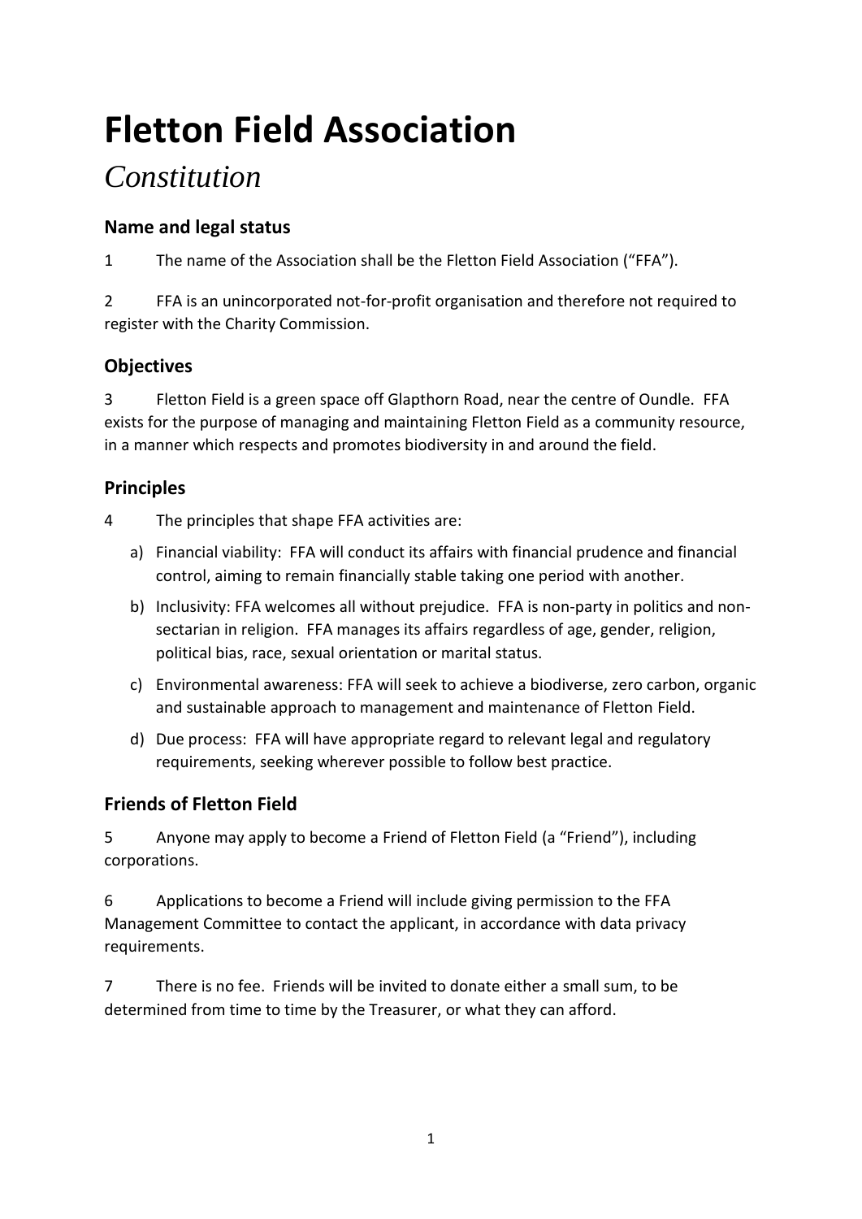# Fletton Field Association

## *Constitution*

### Name and legal status

1 The name of the Association shall be the Fletton Field Association ("FFA").

2 FFA is an unincorporated not-for-profit organisation and therefore not required to register with the Charity Commission.

### Objectives

3 Fletton Field is a green space off Glapthorn Road, near the centre of Oundle. FFA exists for the purpose of managing and maintaining Fletton Field as a community resource, in a manner which respects and promotes biodiversity in and around the field.

### Principles

4 The principles that shape FFA activities are:

a) Financial viability: FFA will conduct its affairs with financial prudence and financial control, aiming to remain financially stable taking one period with another.

b) Inclusivity: FFA welcomes all without prejudice. FFA is non-party in politics and non-sectarian in religion. FFA manages its affairs regardless of age, gender, religion, political bias, race, sexual orientation or marital status.

c) Environmental awareness: FFA will seek to achieve a biodiverse, zero carbon, organic and sustainable approach to management and maintenance of Fletton Field.

d) Due process: FFA will have appropriate regard to relevant legal and regulatory requirements, seeking wherever possible to follow best practice.

### Friends of Fletton Field

5 Anyone may apply to become a Friend of Fletton Field (a "Friend"), including corporations.

6 Applications to become a Friend will include giving permission to the FFA Management Committee to contact the applicant, in accordance with data privacy requirements.

7 There is no fee. Friends will be invited to donate either a small sum, to be determined from time to time by the Treasurer, or what they can afford.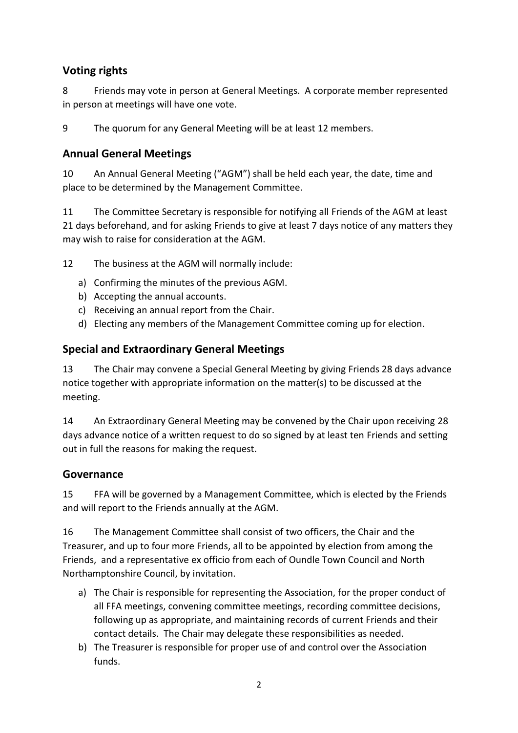## Voting rights

8 Friends may vote in person at General Meetings. A corporate member represented in person at meetings will have one vote.

9 The quorum for any General Meeting will be at least 12 members.

## Annual General Meetings

10 An Annual General Meeting ("AGM") shall be held each year, the date, time and place to be determined by the Management Committee.

11 The Committee Secretary is responsible for notifying all Friends of the AGM at least 21 days beforehand, and for asking Friends to give at least 7 days notice of any matters they may wish to raise for consideration at the AGM.

12 The business at the AGM will normally include:

a) Confirming the minutes of the previous AGM.
b) Accepting the annual accounts.
c) Receiving an annual report from the Chair.
d) Electing any members of the Management Committee coming up for election.

## Special and Extraordinary General Meetings

13 The Chair may convene a Special General Meeting by giving Friends 28 days advance notice together with appropriate information on the matter(s) to be discussed at the meeting.

14 An Extraordinary General Meeting may be convened by the Chair upon receiving 28 days advance notice of a written request to do so signed by at least ten Friends and setting out in full the reasons for making the request.

## Governance

15 FFA will be governed by a Management Committee, which is elected by the Friends and will report to the Friends annually at the AGM.

16 The Management Committee shall consist of two officers, the Chair and the Treasurer, and up to four more Friends, all to be appointed by election from among the Friends, and a representative ex officio from each of Oundle Town Council and North Northamptonshire Council, by invitation.

a) The Chair is responsible for representing the Association, for the proper conduct of all FFA meetings, convening committee meetings, recording committee decisions, following up as appropriate, and maintaining records of current Friends and their contact details. The Chair may delegate these responsibilities as needed.
b) The Treasurer is responsible for proper use of and control over the Association funds.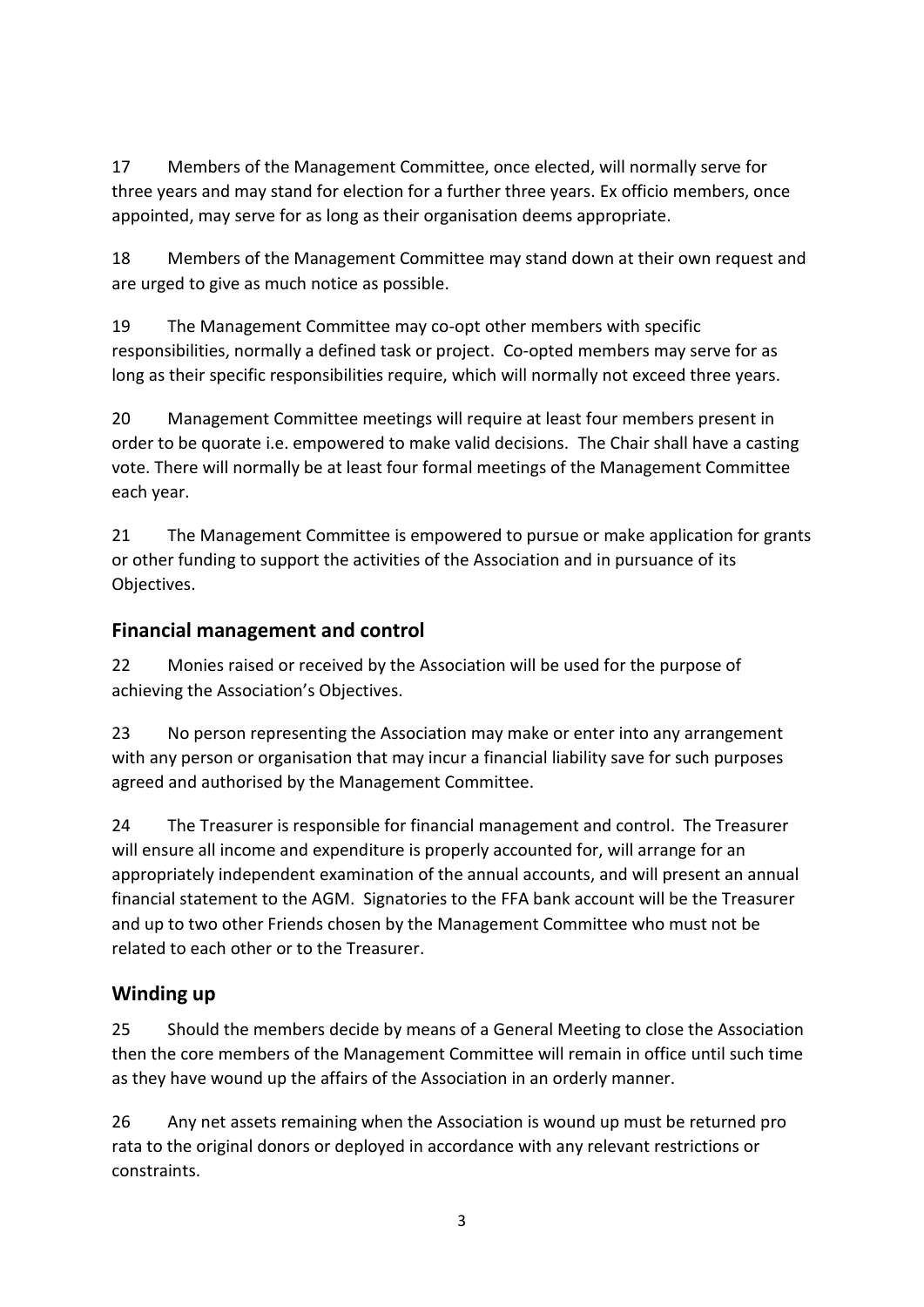17 Members of the Management Committee, once elected, will normally serve for three years and may stand for election for a further three years. Ex officio members, once appointed, may serve for as long as their organisation deems appropriate.

18 Members of the Management Committee may stand down at their own request and are urged to give as much notice as possible.

19 The Management Committee may co-opt other members with specific responsibilities, normally a defined task or project. Co-opted members may serve for as long as their specific responsibilities require, which will normally not exceed three years.

20 Management Committee meetings will require at least four members present in order to be quorate i.e. empowered to make valid decisions. The Chair shall have a casting vote. There will normally be at least four formal meetings of the Management Committee each year.

21 The Management Committee is empowered to pursue or make application for grants or other funding to support the activities of the Association and in pursuance of its Objectives.

## Financial management and control

22 Monies raised or received by the Association will be used for the purpose of achieving the Association's Objectives.

23 No person representing the Association may make or enter into any arrangement with any person or organisation that may incur a financial liability save for such purposes agreed and authorised by the Management Committee.

24 The Treasurer is responsible for financial management and control. The Treasurer will ensure all income and expenditure is properly accounted for, will arrange for an appropriately independent examination of the annual accounts, and will present an annual financial statement to the AGM. Signatories to the FFA bank account will be the Treasurer and up to two other Friends chosen by the Management Committee who must not be related to each other or to the Treasurer.

## Winding up

25 Should the members decide by means of a General Meeting to close the Association then the core members of the Management Committee will remain in office until such time as they have wound up the affairs of the Association in an orderly manner.

26 Any net assets remaining when the Association is wound up must be returned pro rata to the original donors or deployed in accordance with any relevant restrictions or constraints.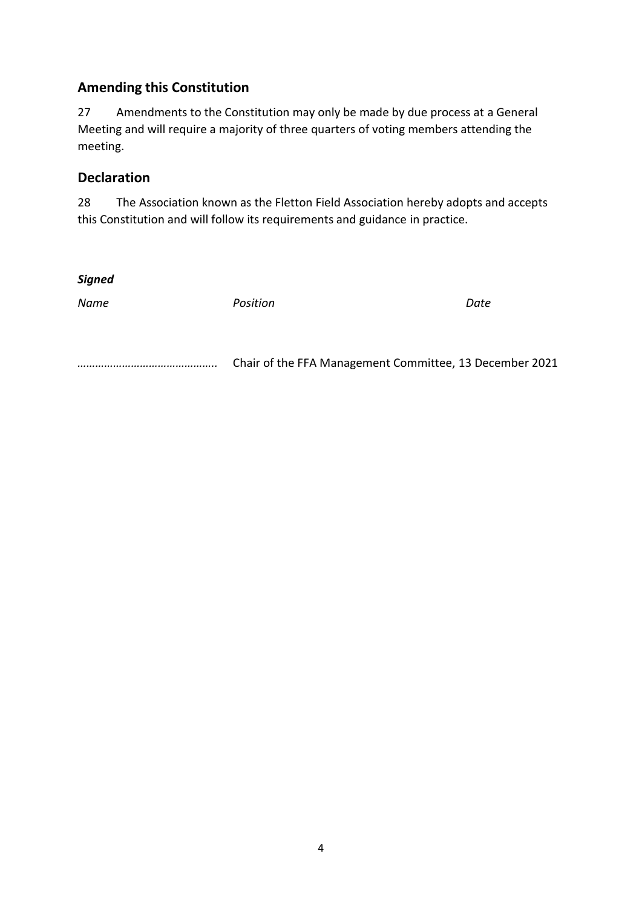## Amending this Constitution

27 Amendments to the Constitution may only be made by due process at a General Meeting and will require a majority of three quarters of voting members attending the meeting.

## Declaration

28 The Association known as the Fletton Field Association hereby adopts and accepts this Constitution and will follow its requirements and guidance in practice.

***Signed***

*Name* *Position* *Date*

……………………………………….. Chair of the FFA Management Committee, 13 December 2021